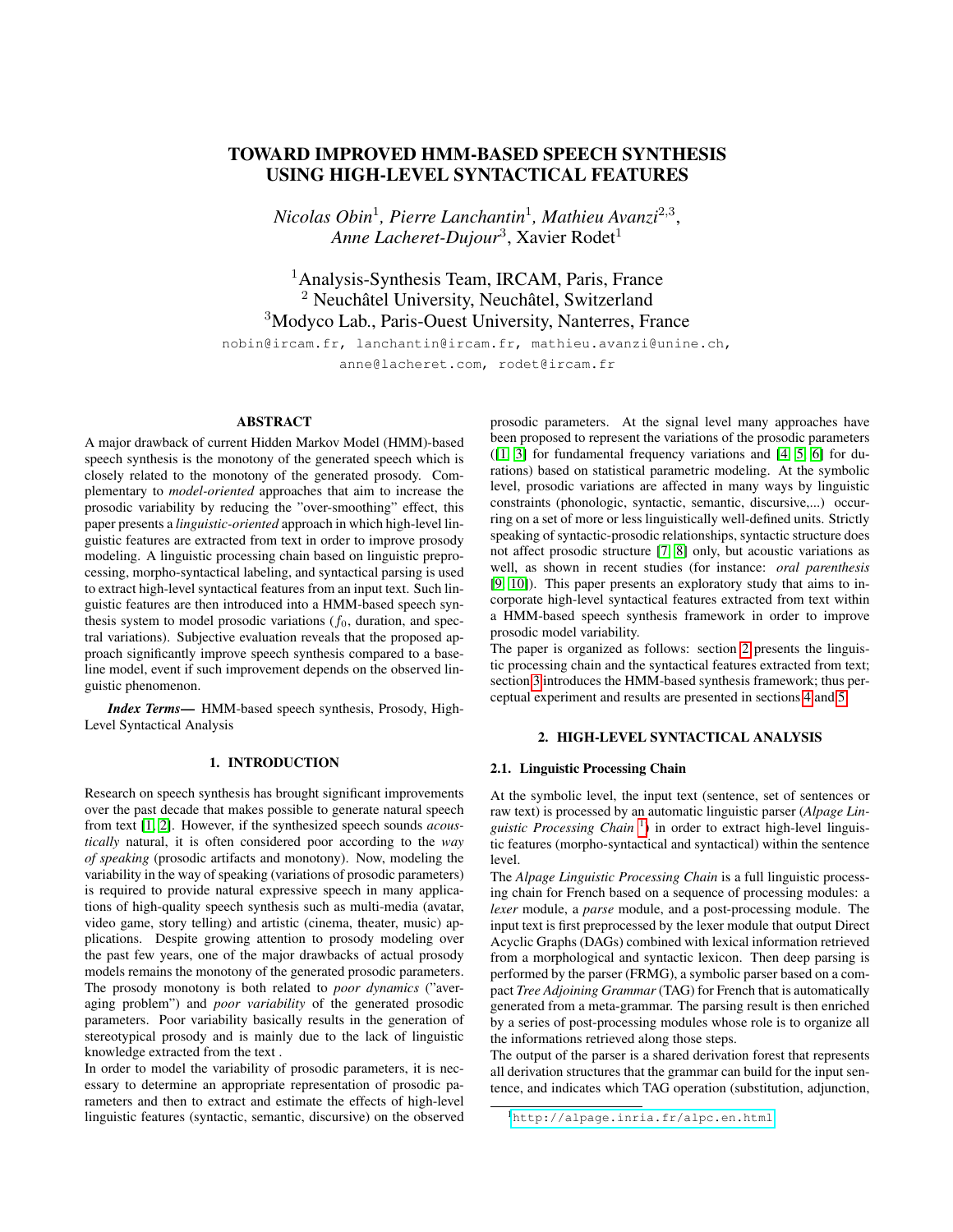# TOWARD IMPROVED HMM-BASED SPEECH SYNTHESIS USING HIGH-LEVEL SYNTACTICAL FEATURES

*Nicolas Obin*[1]*, Pierre Lanchantin*[1]*, Mathieu Avanzi*[2,3]*,*
*Anne Lacheret-Dujour*[3], Xavier Rodet[1]

[1]Analysis-Synthesis Team, IRCAM, Paris, France
[2] Neuchâtel University, Neuchâtel, Switzerland
[3]Modyco Lab., Paris-Ouest University, Nanterres, France

nobin@ircam.fr, lanchantin@ircam.fr, mathieu.avanzi@unine.ch,
anne@lacheret.com, rodet@ircam.fr

## ABSTRACT

A major drawback of current Hidden Markov Model (HMM)-based speech synthesis is the monotony of the generated speech which is closely related to the monotony of the generated prosody. Complementary to *model-oriented* approaches that aim to increase the prosodic variability by reducing the "over-smoothing" effect, this paper presents a *linguistic-oriented* approach in which high-level linguistic features are extracted from text in order to improve prosody modeling. A linguistic processing chain based on linguistic preprocessing, morpho-syntactical labeling, and syntactical parsing is used to extract high-level syntactical features from an input text. Such linguistic features are then introduced into a HMM-based speech synthesis system to model prosodic variations ($f_0$, duration, and spectral variations). Subjective evaluation reveals that the proposed approach significantly improve speech synthesis compared to a baseline model, event if such improvement depends on the observed linguistic phenomenon.

***Index Terms*—** HMM-based speech synthesis, Prosody, High-Level Syntactical Analysis

## 1. INTRODUCTION

Research on speech synthesis has brought significant improvements over the past decade that makes possible to generate natural speech from text [1, 2]. However, if the synthesized speech sounds *acoustically* natural, it is often considered poor according to the *way of speaking* (prosodic artifacts and monotony). Now, modeling the variability in the way of speaking (variations of prosodic parameters) is required to provide natural expressive speech in many applications of high-quality speech synthesis such as multi-media (avatar, video game, story telling) and artistic (cinema, theater, music) applications. Despite growing attention to prosody modeling over the past few years, one of the major drawbacks of actual prosody models remains the monotony of the generated prosodic parameters. The prosody monotony is both related to *poor dynamics* ("averaging problem") and *poor variability* of the generated prosodic parameters. Poor variability basically results in the generation of stereotypical prosody and is mainly due to the lack of linguistic knowledge extracted from the text .

In order to model the variability of prosodic parameters, it is necessary to determine an appropriate representation of prosodic parameters and then to extract and estimate the effects of high-level linguistic features (syntactic, semantic, discursive) on the observed prosodic parameters. At the signal level many approaches have been proposed to represent the variations of the prosodic parameters ([1, 3] for fundamental frequency variations and [4, 5, 6] for durations) based on statistical parametric modeling. At the symbolic level, prosodic variations are affected in many ways by linguistic constraints (phonologic, syntactic, semantic, discursive,...) occurring on a set of more or less linguistically well-defined units. Strictly speaking of syntactic-prosodic relationships, syntactic structure does not affect prosodic structure [7, 8] only, but acoustic variations as well, as shown in recent studies (for instance: *oral parenthesis* [9, 10]). This paper presents an exploratory study that aims to incorporate high-level syntactical features extracted from text within a HMM-based speech synthesis framework in order to improve prosodic model variability.

The paper is organized as follows: section 2 presents the linguistic processing chain and the syntactical features extracted from text; section 3 introduces the HMM-based synthesis framework; thus perceptual experiment and results are presented in sections 4 and 5.

## 2. HIGH-LEVEL SYNTACTICAL ANALYSIS

### 2.1. Linguistic Processing Chain

At the symbolic level, the input text (sentence, set of sentences or raw text) is processed by an automatic linguistic parser (*Alpage Linguistic Processing Chain* [1]) in order to extract high-level linguistic features (morpho-syntactical and syntactical) within the sentence level.

The *Alpage Linguistic Processing Chain* is a full linguistic processing chain for French based on a sequence of processing modules: a *lexer* module, a *parse* module, and a post-processing module. The input text is first preprocessed by the lexer module that output Direct Acyclic Graphs (DAGs) combined with lexical information retrieved from a morphological and syntactic lexicon. Then deep parsing is performed by the parser (FRMG), a symbolic parser based on a compact *Tree Adjoining Grammar* (TAG) for French that is automatically generated from a meta-grammar. The parsing result is then enriched by a series of post-processing modules whose role is to organize all the informations retrieved along those steps.

The output of the parser is a shared derivation forest that represents all derivation structures that the grammar can build for the input sentence, and indicates which TAG operation (substitution, adjunction,

[1]http://alpage.inria.fr/alpc.en.html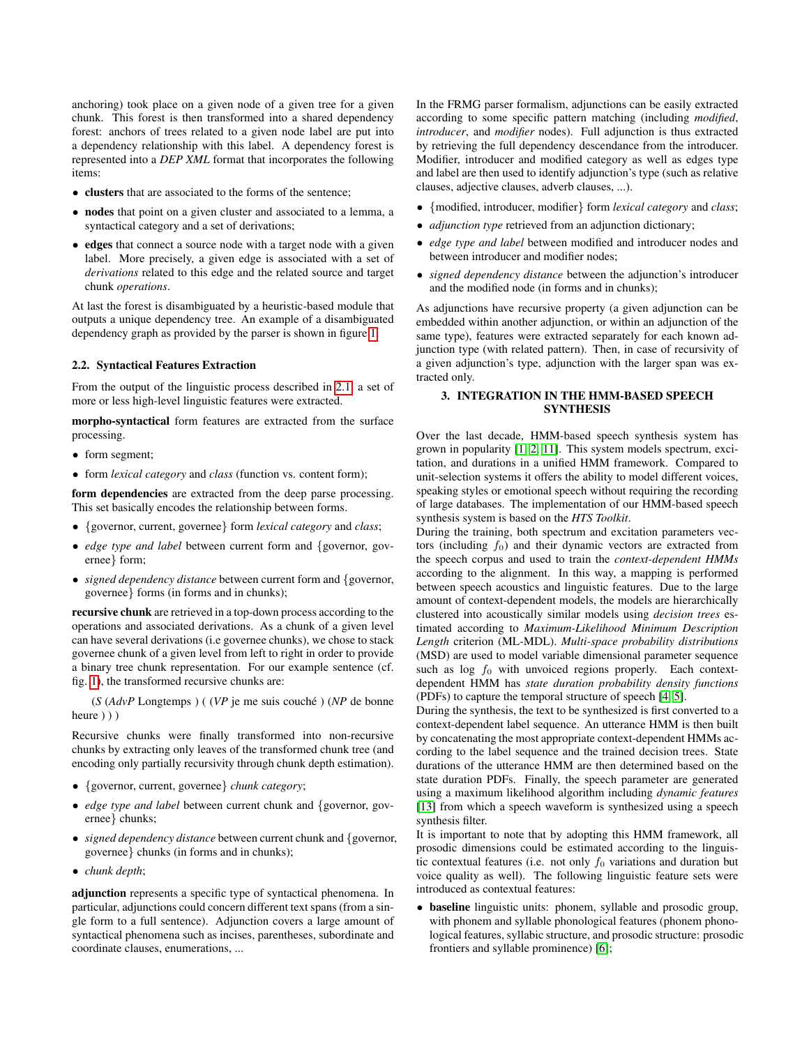anchoring) took place on a given node of a given tree for a given chunk. This forest is then transformed into a shared dependency forest: anchors of trees related to a given node label are put into a dependency relationship with this label. A dependency forest is represented into a *DEP XML* format that incorporates the following items:

- **clusters** that are associated to the forms of the sentence;
- **nodes** that point on a given cluster and associated to a lemma, a syntactical category and a set of derivations;
- **edges** that connect a source node with a target node with a given label. More precisely, a given edge is associated with a set of *derivations* related to this edge and the related source and target chunk *operations*.

At last the forest is disambiguated by a heuristic-based module that outputs a unique dependency tree. An example of a disambiguated dependency graph as provided by the parser is shown in figure 1.

### 2.2. Syntactical Features Extraction

From the output of the linguistic process described in 2.1, a set of more or less high-level linguistic features were extracted.

**morpho-syntactical** form features are extracted from the surface processing.

- form segment;
- form *lexical category* and *class* (function vs. content form);

**form dependencies** are extracted from the deep parse processing. This set basically encodes the relationship between forms.

- {governor, current, governee} form *lexical category* and *class*;
- *edge type and label* between current form and {governor, governee} form;
- *signed dependency distance* between current form and {governor, governee} forms (in forms and in chunks);

**recursive chunk** are retrieved in a top-down process according to the operations and associated derivations. As a chunk of a given level can have several derivations (i.e governee chunks), we chose to stack governee chunk of a given level from left to right in order to provide a binary tree chunk representation. For our example sentence (cf. fig. 1), the transformed recursive chunks are:

(*S* (*AdvP* Longtemps ) ( (*VP* je me suis couché ) (*NP* de bonne heure ) ) )

Recursive chunks were finally transformed into non-recursive chunks by extracting only leaves of the transformed chunk tree (and encoding only partially recursivity through chunk depth estimation).

- {governor, current, governee} *chunk category*;
- *edge type and label* between current chunk and {governor, governee} chunks;
- *signed dependency distance* between current chunk and {governor, governee} chunks (in forms and in chunks);
- *chunk depth*;

**adjunction** represents a specific type of syntactical phenomena. In particular, adjunctions could concern different text spans (from a single form to a full sentence). Adjunction covers a large amount of syntactical phenomena such as incises, parentheses, subordinate and coordinate clauses, enumerations, ...

In the FRMG parser formalism, adjunctions can be easily extracted according to some specific pattern matching (including *modified*, *introducer*, and *modifier* nodes). Full adjunction is thus extracted by retrieving the full dependency descendance from the introducer. Modifier, introducer and modified category as well as edges type and label are then used to identify adjunction's type (such as relative clauses, adjective clauses, adverb clauses, ...).

- {modified, introducer, modifier} form *lexical category* and *class*;
- *adjunction type* retrieved from an adjunction dictionary;
- *edge type and label* between modified and introducer nodes and between introducer and modifier nodes;
- *signed dependency distance* between the adjunction's introducer and the modified node (in forms and in chunks);

As adjunctions have recursive property (a given adjunction can be embedded within another adjunction, or within an adjunction of the same type), features were extracted separately for each known adjunction type (with related pattern). Then, in case of recursivity of a given adjunction's type, adjunction with the larger span was extracted only.

## 3. INTEGRATION IN THE HMM-BASED SPEECH SYNTHESIS

Over the last decade, HMM-based speech synthesis system has grown in popularity [1, 2, 11]. This system models spectrum, excitation, and durations in a unified HMM framework. Compared to unit-selection systems it offers the ability to model different voices, speaking styles or emotional speech without requiring the recording of large databases. The implementation of our HMM-based speech synthesis system is based on the *HTS Toolkit*.

During the training, both spectrum and excitation parameters vectors (including $f_0$) and their dynamic vectors are extracted from the speech corpus and used to train the *context-dependent HMMs* according to the alignment. In this way, a mapping is performed between speech acoustics and linguistic features. Due to the large amount of context-dependent models, the models are hierarchically clustered into acoustically similar models using *decision trees* estimated according to *Maximum-Likelihood Minimum Description Length* criterion (ML-MDL). *Multi-space probability distributions* (MSD) are used to model variable dimensional parameter sequence such as log $f_0$ with unvoiced regions properly. Each context-dependent HMM has *state duration probability density functions* (PDFs) to capture the temporal structure of speech [4, 5].

During the synthesis, the text to be synthesized is first converted to a context-dependent label sequence. An utterance HMM is then built by concatenating the most appropriate context-dependent HMMs according to the label sequence and the trained decision trees. State durations of the utterance HMM are then determined based on the state duration PDFs. Finally, the speech parameter are generated using a maximum likelihood algorithm including *dynamic features* [13] from which a speech waveform is synthesized using a speech synthesis filter.

It is important to note that by adopting this HMM framework, all prosodic dimensions could be estimated according to the linguistic contextual features (i.e. not only $f_0$ variations and duration but voice quality as well). The following linguistic feature sets were introduced as contextual features:

- **baseline** linguistic units: phonem, syllable and prosodic group, with phonem and syllable phonological features (phonem phonological features, syllabic structure, and prosodic structure: prosodic frontiers and syllable prominence) [6];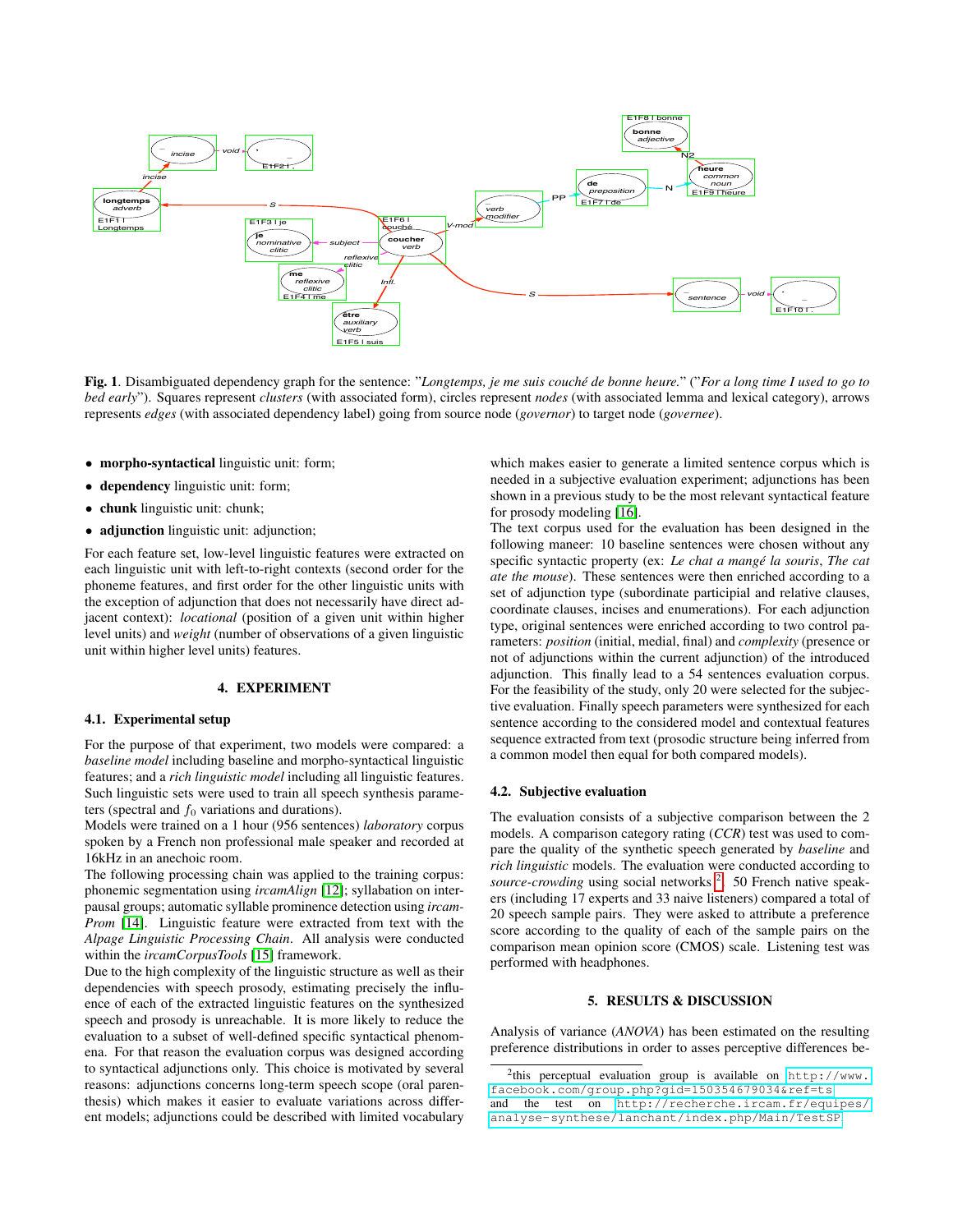**Fig. 1**. Disambiguated dependency graph for the sentence: "*Longtemps, je me suis couché de bonne heure.*" ("*For a long time I used to go to bed early*"). Squares represent *clusters* (with associated form), circles represent *nodes* (with associated lemma and lexical category), arrows represents *edges* (with associated dependency label) going from source node (*governor*) to target node (*governee*).

- **morpho-syntactical** linguistic unit: form;
- **dependency** linguistic unit: form;
- **chunk** linguistic unit: chunk;
- **adjunction** linguistic unit: adjunction;

For each feature set, low-level linguistic features were extracted on each linguistic unit with left-to-right contexts (second order for the phoneme features, and first order for the other linguistic units with the exception of adjunction that does not necessarily have direct adjacent context): *locational* (position of a given unit within higher level units) and *weight* (number of observations of a given linguistic unit within higher level units) features.

## 4. EXPERIMENT

### 4.1. Experimental setup

For the purpose of that experiment, two models were compared: a *baseline model* including baseline and morpho-syntactical linguistic features; and a *rich linguistic model* including all linguistic features. Such linguistic sets were used to train all speech synthesis parameters (spectral and $f_0$ variations and durations).
Models were trained on a 1 hour (956 sentences) *laboratory* corpus spoken by a French non professional male speaker and recorded at 16kHz in an anechoic room.
The following processing chain was applied to the training corpus: phonemic segmentation using *ircamAlign* [12]; syllabation on inter-pausal groups; automatic syllable prominence detection using *ircamProm* [14]. Linguistic feature were extracted from text with the *Alpage Linguistic Processing Chain*. All analysis were conducted within the *ircamCorpusTools* [15] framework.
Due to the high complexity of the linguistic structure as well as their dependencies with speech prosody, estimating precisely the influence of each of the extracted linguistic features on the synthesized speech and prosody is unreachable. It is more likely to reduce the evaluation to a subset of well-defined specific syntactical phenomena. For that reason the evaluation corpus was designed according to syntactical adjunctions only. This choice is motivated by several reasons: adjunctions concerns long-term speech scope (oral parenthesis) which makes it easier to evaluate variations across different models; adjunctions could be described with limited vocabulary which makes easier to generate a limited sentence corpus which is needed in a subjective evaluation experiment; adjunctions has been shown in a previous study to be the most relevant syntactical feature for prosody modeling [16].
The text corpus used for the evaluation has been designed in the following maneer: 10 baseline sentences were chosen without any specific syntactic property (ex: *Le chat a mangé la souris*, *The cat ate the mouse*). These sentences were then enriched according to a set of adjunction type (subordinate participial and relative clauses, coordinate clauses, incises and enumerations). For each adjunction type, original sentences were enriched according to two control parameters: *position* (initial, medial, final) and *complexity* (presence or not of adjunctions within the current adjunction) of the introduced adjunction. This finally lead to a 54 sentences evaluation corpus. For the feasibility of the study, only 20 were selected for the subjective evaluation. Finally speech parameters were synthesized for each sentence according to the considered model and contextual features sequence extracted from text (prosodic structure being inferred from a common model then equal for both compared models).

### 4.2. Subjective evaluation

The evaluation consists of a subjective comparison between the 2 models. A comparison category rating (*CCR*) test was used to compare the quality of the synthetic speech generated by *baseline* and *rich linguistic* models. The evaluation were conducted according to *source-crowding* using social networks [2]. 50 French native speakers (including 17 experts and 33 naive listeners) compared a total of 20 speech sample pairs. They were asked to attribute a preference score according to the quality of each of the sample pairs on the comparison mean opinion score (CMOS) scale. Listening test was performed with headphones.

## 5. RESULTS & DISCUSSION

Analysis of variance (*ANOVA*) has been estimated on the resulting preference distributions in order to asses perceptive differences be-

[2] this perceptual evaluation group is available on http://www.facebook.com/group.php?gid=150354679034&ref=ts and the test on http://recherche.ircam.fr/equipes/analyse-synthese/lanchant/index.php/Main/TestSP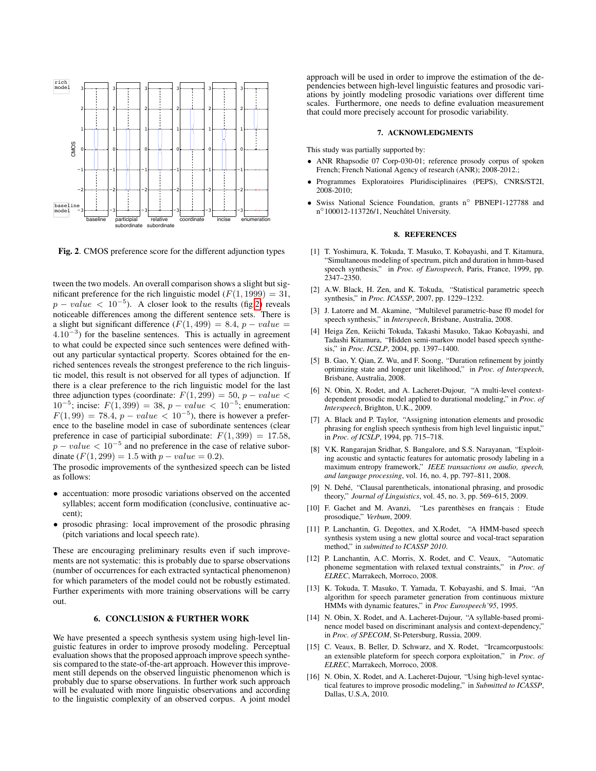rich model

baseline model

CMOS

3
2
1
0
−1
−2
−3

baseline
participial subordinate
relative subordinate
coordinate
incise
enumeration

**Fig. 2**. CMOS preference score for the different adjunction types

tween the two models. An overall comparison shows a slight but significant preference for the rich linguistic model ($F(1, 1999) = 31$, $p - value < 10^{-5}$). A closer look to the results (fig 2) reveals noticeable differences among the different sentence sets. There is a slight but significant difference ($F(1, 499) = 8.4$, $p - value = 4.10^{-3}$) for the baseline sentences. This is actually in agreement to what could be expected since such sentences were defined without any particular syntactical property. Scores obtained for the enriched sentences reveals the strongest preference to the rich linguistic model, this result is not observed for all types of adjunction. If there is a clear preference to the rich linguistic model for the last three adjunction types (coordinate: $F(1, 299) = 50$, $p - value < 10^{-5}$; incise: $F(1, 399) = 38$, $p - value < 10^{-5}$; enumeration: $F(1, 99) = 78.4$, $p - value < 10^{-5}$), there is however a preference to the baseline model in case of subordinate sentences (clear preference in case of participial subordinate: $F(1, 399) = 17.58$, $p - value < 10^{-5}$ and no preference in the case of relative subordinate ($F(1, 299) = 1.5$ with $p - value = 0.2$).

The prosodic improvements of the synthesized speech can be listed as follows:

- accentuation: more prosodic variations observed on the accented syllables; accent form modification (conclusive, continuative accent);
- prosodic phrasing: local improvement of the prosodic phrasing (pitch variations and local speech rate).

These are encouraging preliminary results even if such improvements are not systematic: this is probably due to sparse observations (number of occurrences for each extracted syntactical phenomenon) for which parameters of the model could not be robustly estimated. Further experiments with more training observations will be carry out.

## 6. CONCLUSION & FURTHER WORK

We have presented a speech synthesis system using high-level linguistic features in order to improve prosody modeling. Perceptual evaluation shows that the proposed approach improve speech synthesis compared to the state-of-the-art approach. However this improvement still depends on the observed linguistic phenomenon which is probably due to sparse observations. In further work such approach will be evaluated with more linguistic observations and according to the linguistic complexity of an observed corpus. A joint model approach will be used in order to improve the estimation of the dependencies between high-level linguistic features and prosodic variations by jointly modeling prosodic variations over different time scales. Furthermore, one needs to define evaluation measurement that could more precisely account for prosodic variability.

## 7. ACKNOWLEDGMENTS

This study was partially supported by:

- ANR Rhapsodie 07 Corp-030-01; reference prosody corpus of spoken French; French National Agency of research (ANR); 2008-2012.;
- Programmes Exploratoires Pluridisciplinaires (PEPS), CNRS/ST2I, 2008-2010;
- Swiss National Science Foundation, grants n° PBNEP1-127788 and n°100012-113726/1, Neuchâtel University.

## 8. REFERENCES

[1] T. Yoshimura, K. Tokuda, T. Masuko, T. Kobayashi, and T. Kitamura, "Simultaneous modeling of spectrum, pitch and duration in hmm-based speech synthesis," in *Proc. of Eurospeech*, Paris, France, 1999, pp. 2347–2350.

[2] A.W. Black, H. Zen, and K. Tokuda, "Statistical parametric speech synthesis," in *Proc. ICASSP*, 2007, pp. 1229–1232.

[3] J. Latorre and M. Akamine, "Multilevel parametric-base f0 model for speech synthesis," in *Interspeech*, Brisbane, Australia, 2008.

[4] Heiga Zen, Keiichi Tokuda, Takashi Masuko, Takao Kobayashi, and Tadashi Kitamura, "Hidden semi-markov model based speech synthesis," in *Proc. ICSLP*, 2004, pp. 1397–1400.

[5] B. Gao, Y. Qian, Z. Wu, and F. Soong, "Duration refinement by jointly optimizing state and longer unit likelihood," in *Proc. of Interspeech*, Brisbane, Australia, 2008.

[6] N. Obin, X. Rodet, and A. Lacheret-Dujour, "A multi-level context-dependent prosodic model applied to durational modeling," in *Proc. of Interspeech*, Brighton, U.K., 2009.

[7] A. Black and P. Taylor, "Assigning intonation elements and prosodic phrasing for english speech synthesis from high level linguistic input," in *Proc. of ICSLP*, 1994, pp. 715–718.

[8] V.K. Rangarajan Sridhar, S. Bangalore, and S.S. Narayanan, "Exploiting acoustic and syntactic features for automatic prosody labeling in a maximum entropy framework," *IEEE transactions on audio, speech, and language processing*, vol. 16, no. 4, pp. 797–811, 2008.

[9] N. Dehé, "Clausal parentheticals, intonational phrasing, and prosodic theory," *Journal of Linguistics*, vol. 45, no. 3, pp. 569–615, 2009.

[10] F. Gachet and M. Avanzi, "Les parenthèses en français : Etude prosodique," *Verbum*, 2009.

[11] P. Lanchantin, G. Degottex, and X.Rodet, "A HMM-based speech synthesis system using a new glottal source and vocal-tract separation method," in *submitted to ICASSP 2010*.

[12] P. Lanchantin, A.C. Morris, X. Rodet, and C. Veaux, "Automatic phoneme segmentation with relaxed textual constraints," in *Proc. of ELREC*, Marrakech, Morroco, 2008.

[13] K. Tokuda, T. Masuko, T. Yamada, T. Kobayashi, and S. Imai, "An algorithm for speech parameter generation from continuous mixture HMMs with dynamic features," in *Proc Eurospeech'95*, 1995.

[14] N. Obin, X. Rodet, and A. Lacheret-Dujour, "A syllable-based prominence model based on discriminant analysis and context-dependency," in *Proc. of SPECOM*, St-Petersburg, Russia, 2009.

[15] C. Veaux, B. Beller, D. Schwarz, and X. Rodet, "Ircamcorpustools: an extensible plateform for speech corpora exploitation," in *Proc. of ELREC*, Marrakech, Morroco, 2008.

[16] N. Obin, X. Rodet, and A. Lacheret-Dujour, "Using high-level syntactical features to improve prosodic modeling," in *Submitted to ICASSP*, Dallas, U.S.A, 2010.